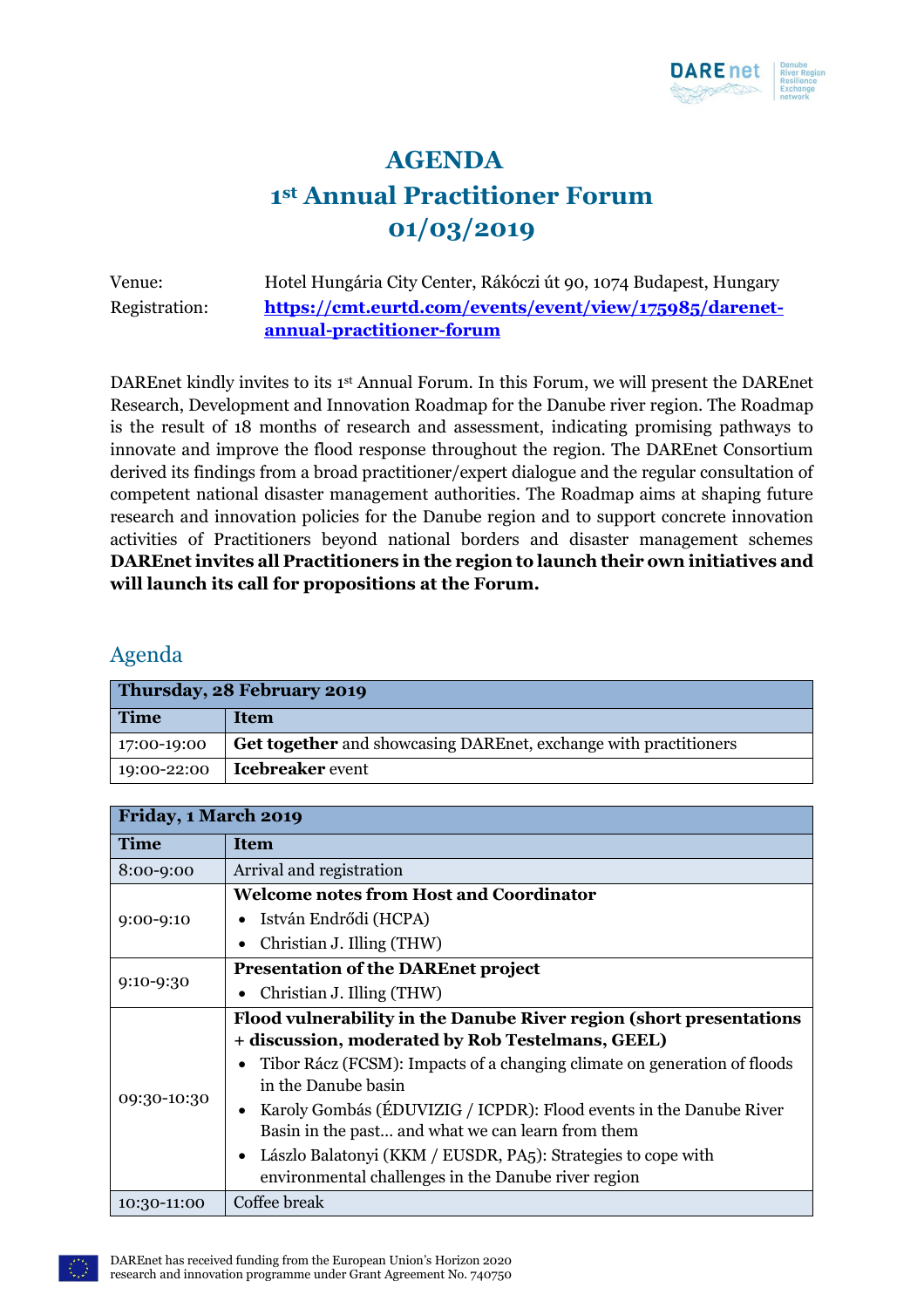# AGENDA

# 1st Annual Practitioner Forum

# 01/03/2019

| | |
|---|---|
| Venue: | Hotel Hungária City Center, Rákóczi út 90, 1074 Budapest, Hungary |
| Registration: | **https://cmt.eurtd.com/events/event/view/175985/darenet-annual-practitioner-forum** |

DAREnet kindly invites to its 1st Annual Forum. In this Forum, we will present the DAREnet Research, Development and Innovation Roadmap for the Danube river region. The Roadmap is the result of 18 months of research and assessment, indicating promising pathways to innovate and improve the flood response throughout the region. The DAREnet Consortium derived its findings from a broad practitioner/expert dialogue and the regular consultation of competent national disaster management authorities. The Roadmap aims at shaping future research and innovation policies for the Danube region and to support concrete innovation activities of Practitioners beyond national borders and disaster management schemes **DAREnet invites all Practitioners in the region to launch their own initiatives and will launch its call for propositions at the Forum.**

## Agenda

| **Thursday, 28 February 2019** | |
|---|---|
| **Time** | **Item** |
| 17:00-19:00 | **Get together** and showcasing DAREnet, exchange with practitioners |
| 19:00-22:00 | **Icebreaker** event |

| **Friday, 1 March 2019** | |
|---|---|
| **Time** | **Item** |
| 8:00-9:00 | Arrival and registration |
| 9:00-9:10 | **Welcome notes from Host and Coordinator**<br>• István Endrődi (HCPA)<br>• Christian J. Illing (THW) |
| 9:10-9:30 | **Presentation of the DAREnet project**<br>• Christian J. Illing (THW) |
| 09:30-10:30 | **Flood vulnerability in the Danube River region (short presentations + discussion, moderated by Rob Testelmans, GEEL)**<br>• Tibor Rácz (FCSM): Impacts of a changing climate on generation of floods in the Danube basin<br>• Karoly Gombás (ÉDUVIZIG / ICPDR): Flood events in the Danube River Basin in the past… and what we can learn from them<br>• Lászlo Balatonyi (KKM / EUSDR, PA5): Strategies to cope with environmental challenges in the Danube river region |
| 10:30-11:00 | Coffee break |

DAREnet has received funding from the European Union's Horizon 2020 research and innovation programme under Grant Agreement No. 740750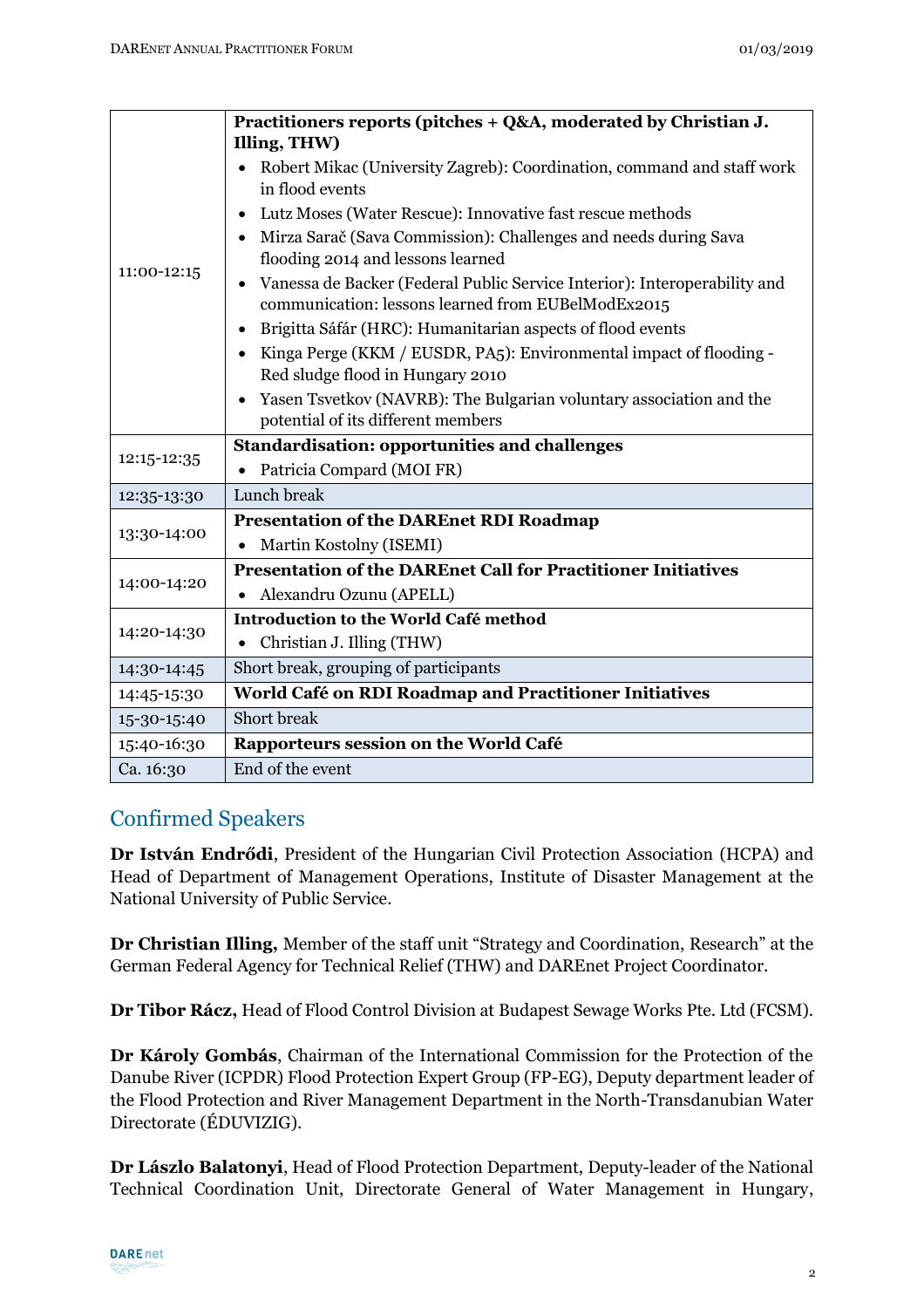| | |
|---|---|
| 11:00-12:15 | **Practitioners reports (pitches + Q&A, moderated by Christian J. Illing, THW)**<br>• Robert Mikac (University Zagreb): Coordination, command and staff work in flood events<br>• Lutz Moses (Water Rescue): Innovative fast rescue methods<br>• Mirza Sarač (Sava Commission): Challenges and needs during Sava flooding 2014 and lessons learned<br>• Vanessa de Backer (Federal Public Service Interior): Interoperability and communication: lessons learned from EUBelModEx2015<br>• Brigitta Sáfár (HRC): Humanitarian aspects of flood events<br>• Kinga Perge (KKM / EUSDR, PA5): Environmental impact of flooding - Red sludge flood in Hungary 2010<br>• Yasen Tsvetkov (NAVRB): The Bulgarian voluntary association and the potential of its different members |
| 12:15-12:35 | **Standardisation: opportunities and challenges**<br>• Patricia Compard (MOI FR) |
| 12:35-13:30 | Lunch break |
| 13:30-14:00 | **Presentation of the DAREnet RDI Roadmap**<br>• Martin Kostolny (ISEMI) |
| 14:00-14:20 | **Presentation of the DAREnet Call for Practitioner Initiatives**<br>• Alexandru Ozunu (APELL) |
| 14:20-14:30 | **Introduction to the World Café method**<br>• Christian J. Illing (THW) |
| 14:30-14:45 | Short break, grouping of participants |
| 14:45-15:30 | **World Café on RDI Roadmap and Practitioner Initiatives** |
| 15-30-15:40 | Short break |
| 15:40-16:30 | **Rapporteurs session on the World Café** |
| Ca. 16:30 | End of the event |

## Confirmed Speakers

**Dr István Endrődi**, President of the Hungarian Civil Protection Association (HCPA) and Head of Department of Management Operations, Institute of Disaster Management at the National University of Public Service.

**Dr Christian Illing,** Member of the staff unit "Strategy and Coordination, Research" at the German Federal Agency for Technical Relief (THW) and DAREnet Project Coordinator.

**Dr Tibor Rácz,** Head of Flood Control Division at Budapest Sewage Works Pte. Ltd (FCSM).

**Dr Károly Gombás**, Chairman of the International Commission for the Protection of the Danube River (ICPDR) Flood Protection Expert Group (FP-EG), Deputy department leader of the Flood Protection and River Management Department in the North-Transdanubian Water Directorate (ÉDUVIZIG).

**Dr Lászlo Balatonyi**, Head of Flood Protection Department, Deputy-leader of the National Technical Coordination Unit, Directorate General of Water Management in Hungary,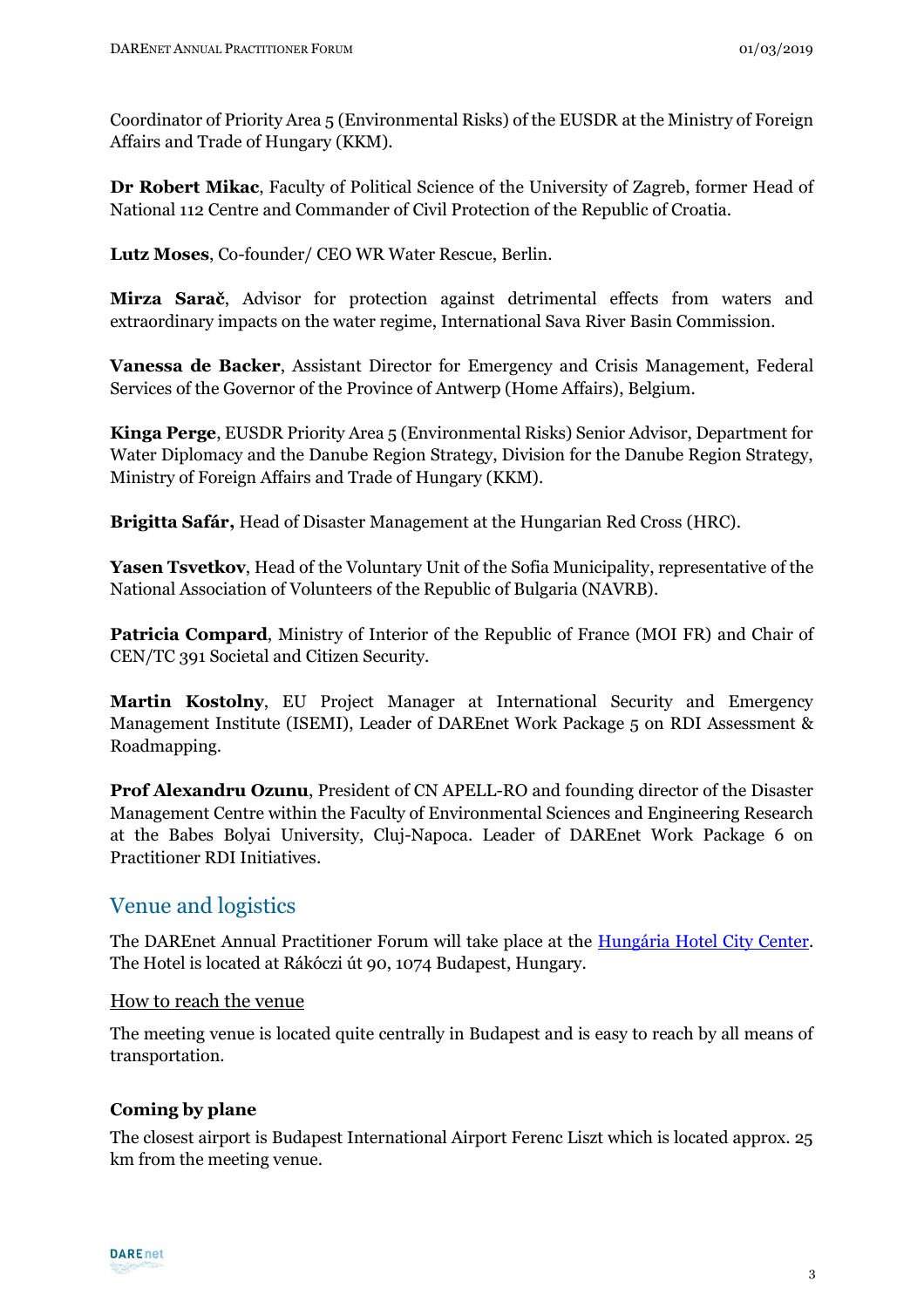Coordinator of Priority Area 5 (Environmental Risks) of the EUSDR at the Ministry of Foreign Affairs and Trade of Hungary (KKM).

**Dr Robert Mikac**, Faculty of Political Science of the University of Zagreb, former Head of National 112 Centre and Commander of Civil Protection of the Republic of Croatia.

**Lutz Moses**, Co-founder/ CEO WR Water Rescue, Berlin.

**Mirza Sarač**, Advisor for protection against detrimental effects from waters and extraordinary impacts on the water regime, International Sava River Basin Commission.

**Vanessa de Backer**, Assistant Director for Emergency and Crisis Management, Federal Services of the Governor of the Province of Antwerp (Home Affairs), Belgium.

**Kinga Perge**, EUSDR Priority Area 5 (Environmental Risks) Senior Advisor, Department for Water Diplomacy and the Danube Region Strategy, Division for the Danube Region Strategy, Ministry of Foreign Affairs and Trade of Hungary (KKM).

**Brigitta Safár,** Head of Disaster Management at the Hungarian Red Cross (HRC).

**Yasen Tsvetkov**, Head of the Voluntary Unit of the Sofia Municipality, representative of the National Association of Volunteers of the Republic of Bulgaria (NAVRB).

**Patricia Compard**, Ministry of Interior of the Republic of France (MOI FR) and Chair of CEN/TC 391 Societal and Citizen Security.

**Martin Kostolny**, EU Project Manager at International Security and Emergency Management Institute (ISEMI), Leader of DAREnet Work Package 5 on RDI Assessment & Roadmapping.

**Prof Alexandru Ozunu**, President of CN APELL-RO and founding director of the Disaster Management Centre within the Faculty of Environmental Sciences and Engineering Research at the Babes Bolyai University, Cluj-Napoca. Leader of DAREnet Work Package 6 on Practitioner RDI Initiatives.

## Venue and logistics

The DAREnet Annual Practitioner Forum will take place at the Hungária Hotel City Center. The Hotel is located at Rákóczi út 90, 1074 Budapest, Hungary.

### How to reach the venue

The meeting venue is located quite centrally in Budapest and is easy to reach by all means of transportation.

**Coming by plane**

The closest airport is Budapest International Airport Ferenc Liszt which is located approx. 25 km from the meeting venue.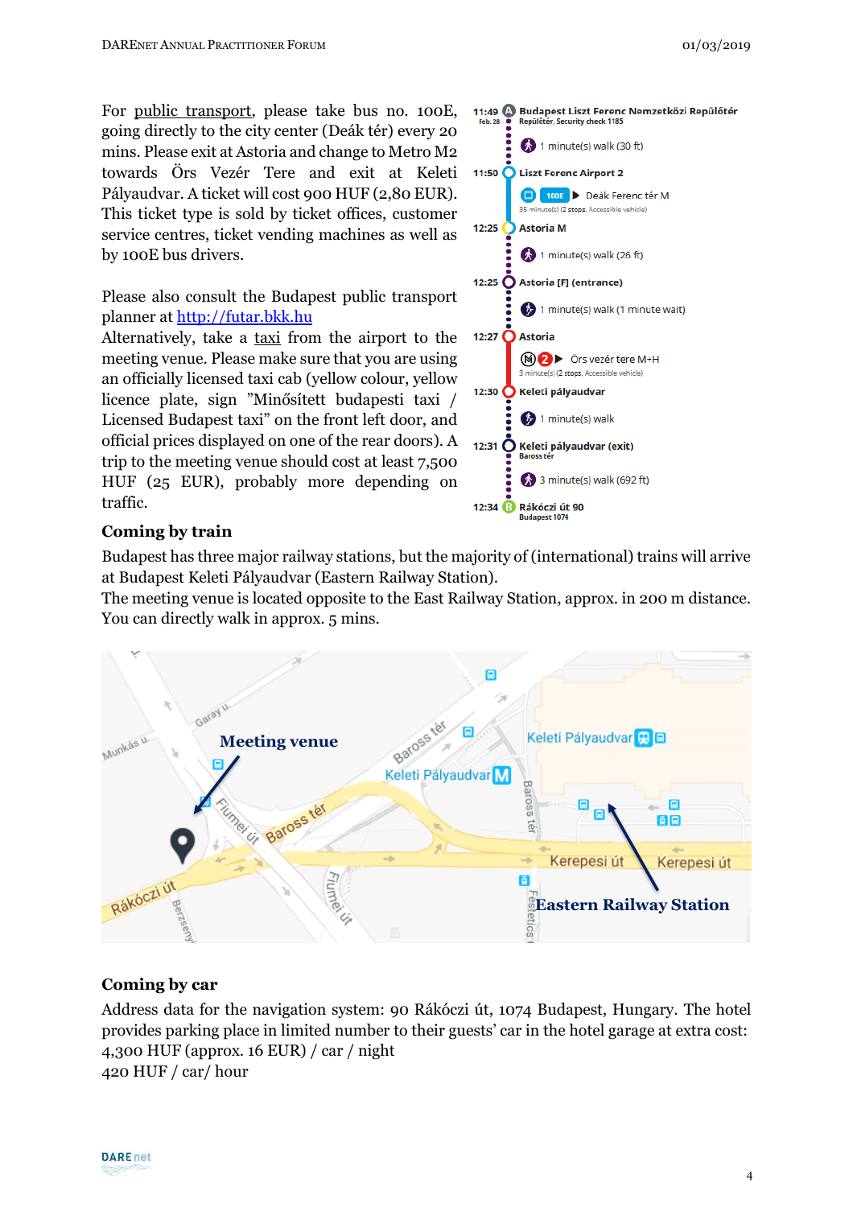For public transport, please take bus no. 100E, going directly to the city center (Deák tér) every 20 mins. Please exit at Astoria and change to Metro M2 towards Örs Vezér Tere and exit at Keleti Pályaudvar. A ticket will cost 900 HUF (2,80 EUR). This ticket type is sold by ticket offices, customer service centres, ticket vending machines as well as by 100E bus drivers.

Please also consult the Budapest public transport planner at http://futar.bkk.hu
Alternatively, take a taxi from the airport to the meeting venue. Please make sure that you are using an officially licensed taxi cab (yellow colour, yellow licence plate, sign "Minősített budapesti taxi / Licensed Budapest taxi" on the front left door, and official prices displayed on one of the rear doors). A trip to the meeting venue should cost at least 7,500 HUF (25 EUR), probably more depending on traffic.

## Coming by train

Budapest has three major railway stations, but the majority of (international) trains will arrive at Budapest Keleti Pályaudvar (Eastern Railway Station).
The meeting venue is located opposite to the East Railway Station, approx. in 200 m distance. You can directly walk in approx. 5 mins.

## Coming by car

Address data for the navigation system: 90 Rákóczi út, 1074 Budapest, Hungary. The hotel provides parking place in limited number to their guests' car in the hotel garage at extra cost:
4,300 HUF (approx. 16 EUR) / car / night
420 HUF / car/ hour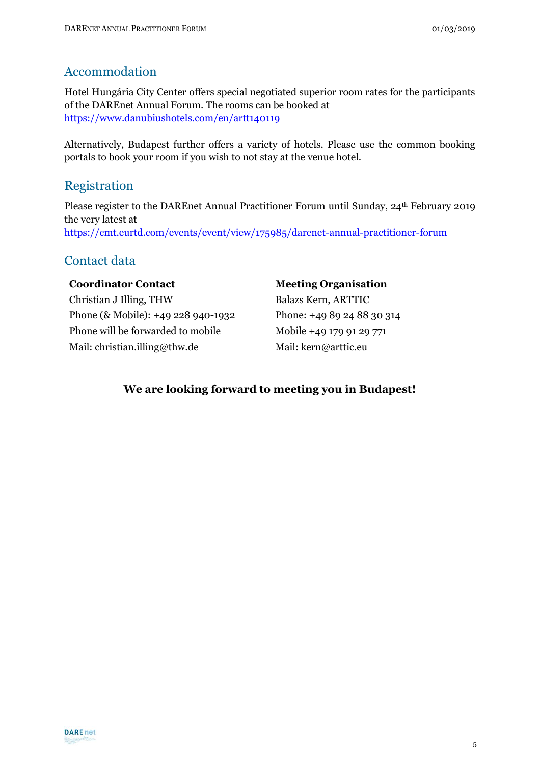## Accommodation

Hotel Hungária City Center offers special negotiated superior room rates for the participants of the DAREnet Annual Forum. The rooms can be booked at https://www.danubiushotels.com/en/artt140119

Alternatively, Budapest further offers a variety of hotels. Please use the common booking portals to book your room if you wish to not stay at the venue hotel.

## Registration

Please register to the DAREnet Annual Practitioner Forum until Sunday, 24th February 2019 the very latest at https://cmt.eurtd.com/events/event/view/175985/darenet-annual-practitioner-forum

## Contact data

**Coordinator Contact**
Christian J Illing, THW
Phone (& Mobile): +49 228 940-1932
Phone will be forwarded to mobile
Mail: christian.illing@thw.de

**Meeting Organisation**
Balazs Kern, ARTTIC
Phone: +49 89 24 88 30 314
Mobile +49 179 91 29 771
Mail: kern@arttic.eu

**We are looking forward to meeting you in Budapest!**